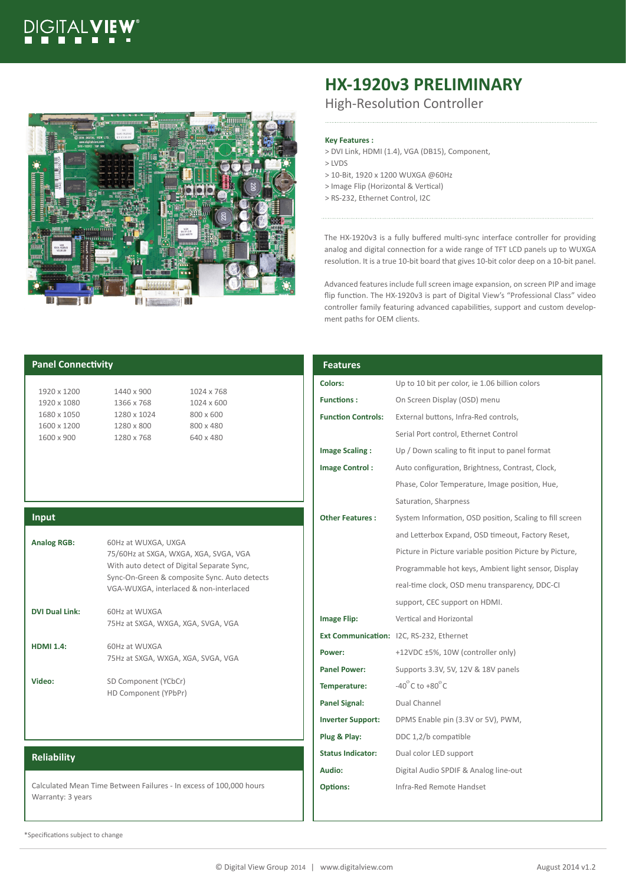DIGITALVIEW®

# HX-1920v3 PRELIMINARY

## High-Resolution Controller

**Key Features :**

> DVI Link, HDMI (1.4), VGA (DB15), Component,
> LVDS
> 10-Bit, 1920 x 1200 WUXGA @60Hz
> Image Flip (Horizontal & Vertical)
> RS-232, Ethernet Control, I2C

The HX-1920v3 is a fully buffered multi-sync interface controller for providing analog and digital connection for a wide range of TFT LCD panels up to WUXGA resolution. It is a true 10-bit board that gives 10-bit color deep on a 10-bit panel.

Advanced features include full screen image expansion, on screen PIP and image flip function. The HX-1920v3 is part of Digital View's "Professional Class" video controller family featuring advanced capabilities, support and custom development paths for OEM clients.

## Panel Connectivity

| | | |
|---|---|---|
| 1920 x 1200 | 1440 x 900 | 1024 x 768 |
| 1920 x 1080 | 1366 x 768 | 1024 x 600 |
| 1680 x 1050 | 1280 x 1024 | 800 x 600 |
| 1600 x 1200 | 1280 x 800 | 800 x 480 |
| 1600 x 900 | 1280 x 768 | 640 x 480 |

## Input

| | |
|---|---|
| **Analog RGB:** | 60Hz at WUXGA, UXGA<br>75/60Hz at SXGA, WXGA, XGA, SVGA, VGA<br>With auto detect of Digital Separate Sync, Sync-On-Green & composite Sync. Auto detects VGA-WUXGA, interlaced & non-interlaced |
| **DVI Dual Link:** | 60Hz at WUXGA<br>75Hz at SXGA, WXGA, XGA, SVGA, VGA |
| **HDMI 1.4:** | 60Hz at WUXGA<br>75Hz at SXGA, WXGA, XGA, SVGA, VGA |
| **Video:** | SD Component (YCbCr)<br>HD Component (YPbPr) |

## Reliability

Calculated Mean Time Between Failures - In excess of 100,000 hours
Warranty: 3 years

## Features

| | |
|---|---|
| **Colors:** | Up to 10 bit per color, ie 1.06 billion colors |
| **Functions :** | On Screen Display (OSD) menu |
| **Function Controls:** | External buttons, Infra-Red controls, Serial Port control, Ethernet Control |
| **Image Scaling :** | Up / Down scaling to fit input to panel format |
| **Image Control :** | Auto configuration, Brightness, Contrast, Clock, Phase, Color Temperature, Image position, Hue, Saturation, Sharpness |
| **Other Features :** | System Information, OSD position, Scaling to fill screen and Letterbox Expand, OSD timeout, Factory Reset, Picture in Picture variable position Picture by Picture, Programmable hot keys, Ambient light sensor, Display real-time clock, OSD menu transparency, DDC-CI support, CEC support on HDMI. |
| **Image Flip:** | Vertical and Horizontal |
| **Ext Communication:** | I2C, RS-232, Ethernet |
| **Power:** | +12VDC ±5%, 10W (controller only) |
| **Panel Power:** | Supports 3.3V, 5V, 12V & 18V panels |
| **Temperature:** | -40°C to +80°C |
| **Panel Signal:** | Dual Channel |
| **Inverter Support:** | DPMS Enable pin (3.3V or 5V), PWM, |
| **Plug & Play:** | DDC 1,2/b compatible |
| **Status Indicator:** | Dual color LED support |
| **Audio:** | Digital Audio SPDIF & Analog line-out |
| **Options:** | Infra-Red Remote Handset |

*Specifications subject to change

© Digital View Group 2014 | www.digitalview.com August 2014 v1.2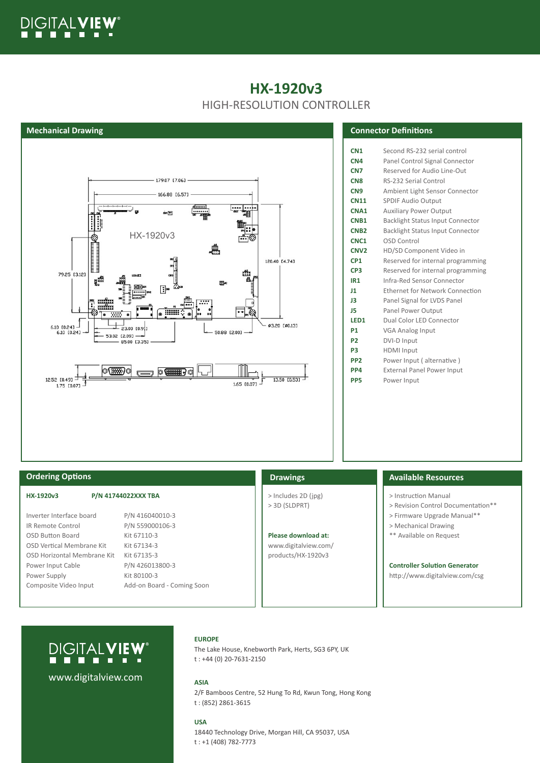# HX-1920v3

HIGH-RESOLUTION CONTROLLER

## Mechanical Drawing

179.07 [7.06]
166.88 [6.57]
HX-1920v3
120.40 [4.74]
79.25 [3.12]
6.10 [0.24]
6.10 [0.24]
23.00 [0.91]
53.02 [2.09]
85.00 [3.35]
50.88 [2.00]
ø3.20 [ø0.13]
12.52 [0.49]
1.75 [0.07]
1.65 [0.07]
13.50 [0.53]

## Connector Definitions

| | |
|---|---|
| **CN1** | Second RS-232 serial control |
| **CN4** | Panel Control Signal Connector |
| **CN7** | Reserved for Audio Line-Out |
| **CN8** | RS-232 Serial Control |
| **CN9** | Ambient Light Sensor Connector |
| **CN11** | SPDIF Audio Output |
| **CNA1** | Auxiliary Power Output |
| **CNB1** | Backlight Status Input Connector |
| **CNB2** | Backlight Status Input Connector |
| **CNC1** | OSD Control |
| **CNV2** | HD/SD Component Video in |
| **CP1** | Reserved for internal programming |
| **CP3** | Reserved for internal programming |
| **IR1** | Infra-Red Sensor Connector |
| **J1** | Ethernet for Network Connection |
| **J3** | Panel Signal for LVDS Panel |
| **J5** | Panel Power Output |
| **LED1** | Dual Color LED Connector |
| **P1** | VGA Analog Input |
| **P2** | DVI-D Input |
| **P3** | HDMI Input |
| **PP2** | Power Input ( alternative ) |
| **PP4** | External Panel Power Input |
| **PP5** | Power Input |

## Ordering Options

**HX-1920v3** **P/N 41744022XXX TBA**

| | |
|---|---|
| Inverter Interface board | P/N 416040010-3 |
| IR Remote Control | P/N 559000106-3 |
| OSD Button Board | Kit 67110-3 |
| OSD Vertical Membrane Kit | Kit 67134-3 |
| OSD Horizontal Membrane Kit | Kit 67135-3 |
| Power Input Cable | P/N 426013800-3 |
| Power Supply | Kit 80100-3 |
| Composite Video Input | Add-on Board - Coming Soon |

## Drawings

> Includes 2D (jpg)
> 3D (SLDPRT)

**Please download at:**
www.digitalview.com/products/HX-1920v3

## Available Resources

> Instruction Manual
> Revision Control Documentation**
> Firmware Upgrade Manual**
> Mechanical Drawing
** Available on Request

**Controller Solution Generator**
http://www.digitalview.com/csg

DIGITALVIEW
www.digitalview.com

**EUROPE**
The Lake House, Knebworth Park, Herts, SG3 6PY, UK
t : +44 (0) 20-7631-2150

**ASIA**
2/F Bamboos Centre, 52 Hung To Rd, Kwun Tong, Hong Kong
t : (852) 2861-3615

**USA**
18440 Technology Drive, Morgan Hill, CA 95037, USA
t : +1 (408) 782-7773